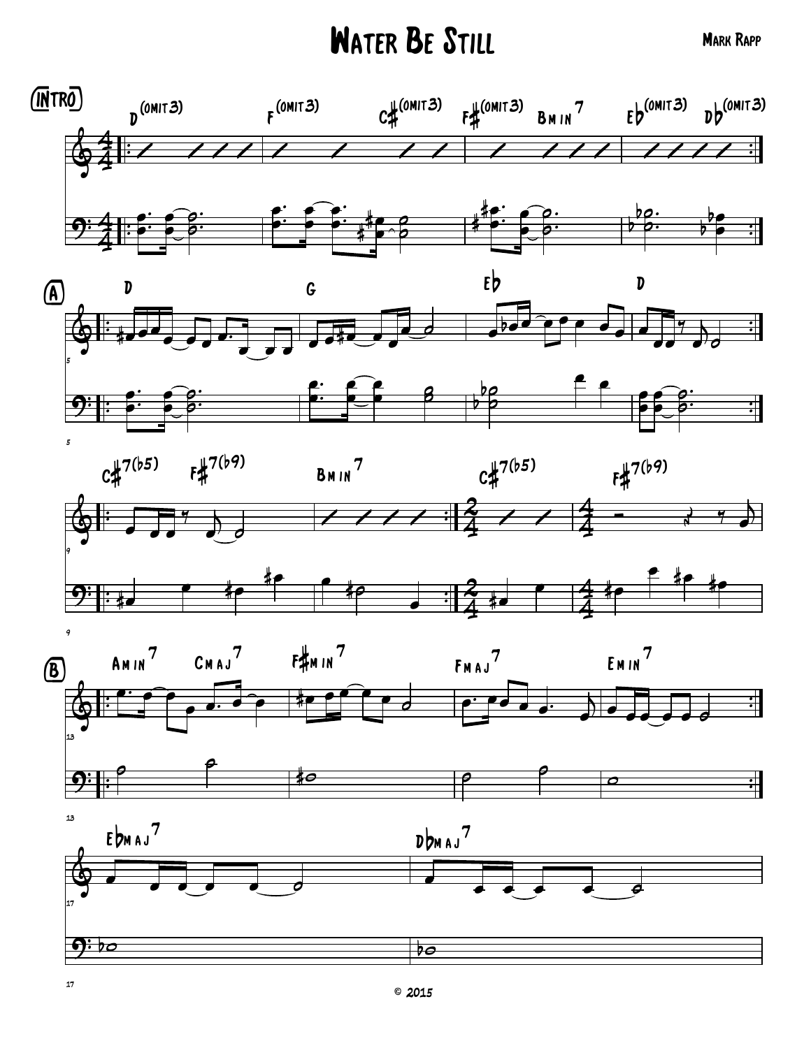# Water Be Still

Mark Rapp

**Intro**

D(omit3) | F(omit3) C#(omit3) | F#(omit3) Bmin7 | Eb(omit3) Db(omit3)

**A**

D | G | Eb | D

C#7(b5) F#7(b9) | Bmin7 | C#7(b5) | F#7(b9)

**B**

Amin7 Cmaj7 | F#min7 | Fmaj7 | Emin7

Ebmaj7 | Dbmaj7

© 2015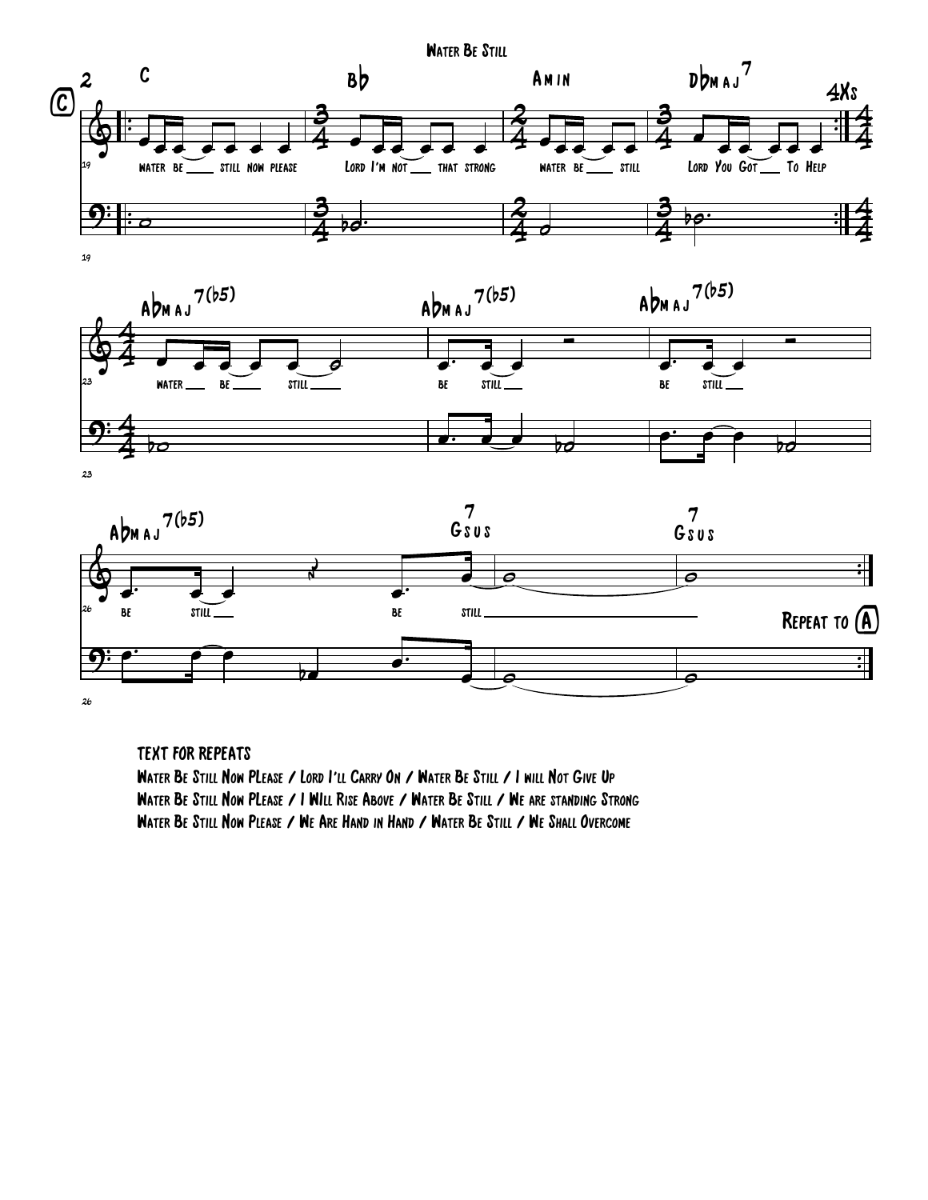Water Be Still

**C**

C | Bb | Amin | Dbmaj7 — 4Xs

water be still now please / Lord I'm not that strong / water be still / Lord You Got To Help

Abmaj7(b5) | Abmaj7(b5) | Abmaj7(b5)

water be still / be still / be still

Abmaj7(b5) | Gsus7 | Gsus7

be still / be still

Repeat to A

**TEXT FOR REPEATS**

Water Be Still Now PLease / Lord I'll Carry On / Water Be Still / I will Not Give Up

Water Be Still Now PLease / I WIll Rise Above / Water Be Still / We are standing Strong

Water Be Still Now Please / We Are Hand in Hand / Water Be Still / We Shall Overcome